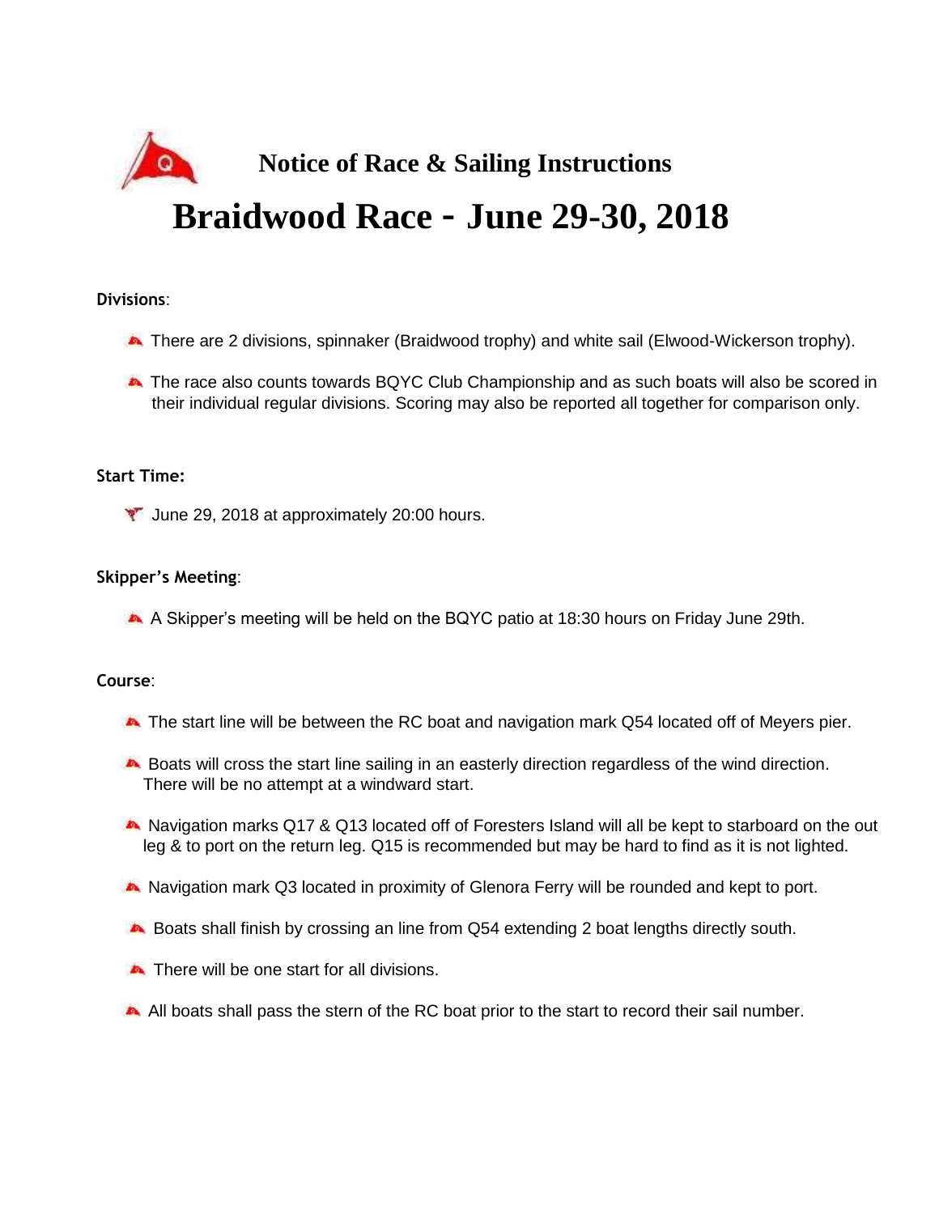## Notice of Race & Sailing Instructions

# Braidwood Race - June 29-30, 2018

**Divisions**:

- There are 2 divisions, spinnaker (Braidwood trophy) and white sail (Elwood-Wickerson trophy).
- The race also counts towards BQYC Club Championship and as such boats will also be scored in their individual regular divisions. Scoring may also be reported all together for comparison only.

**Start Time:**

- June 29, 2018 at approximately 20:00 hours.

**Skipper's Meeting**:

- A Skipper's meeting will be held on the BQYC patio at 18:30 hours on Friday June 29th.

**Course**:

- The start line will be between the RC boat and navigation mark Q54 located off of Meyers pier.
- Boats will cross the start line sailing in an easterly direction regardless of the wind direction. There will be no attempt at a windward start.
- Navigation marks Q17 & Q13 located off of Foresters Island will all be kept to starboard on the out leg & to port on the return leg. Q15 is recommended but may be hard to find as it is not lighted.
- Navigation mark Q3 located in proximity of Glenora Ferry will be rounded and kept to port.
- Boats shall finish by crossing an line from Q54 extending 2 boat lengths directly south.
- There will be one start for all divisions.
- All boats shall pass the stern of the RC boat prior to the start to record their sail number.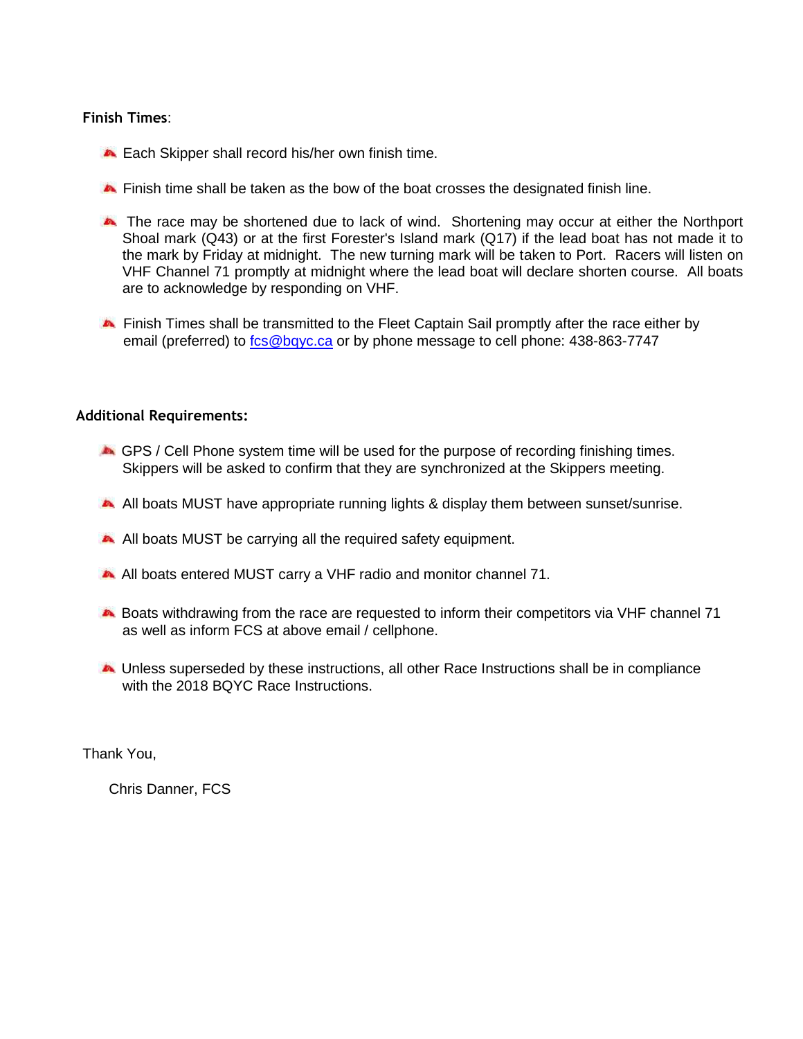**Finish Times**:

- Each Skipper shall record his/her own finish time.
- Finish time shall be taken as the bow of the boat crosses the designated finish line.
- The race may be shortened due to lack of wind. Shortening may occur at either the Northport Shoal mark (Q43) or at the first Forester's Island mark (Q17) if the lead boat has not made it to the mark by Friday at midnight. The new turning mark will be taken to Port. Racers will listen on VHF Channel 71 promptly at midnight where the lead boat will declare shorten course. All boats are to acknowledge by responding on VHF.
- Finish Times shall be transmitted to the Fleet Captain Sail promptly after the race either by email (preferred) to fcs@bqyc.ca or by phone message to cell phone: 438-863-7747

**Additional Requirements:**

- GPS / Cell Phone system time will be used for the purpose of recording finishing times. Skippers will be asked to confirm that they are synchronized at the Skippers meeting.
- All boats MUST have appropriate running lights & display them between sunset/sunrise.
- All boats MUST be carrying all the required safety equipment.
- All boats entered MUST carry a VHF radio and monitor channel 71.
- Boats withdrawing from the race are requested to inform their competitors via VHF channel 71 as well as inform FCS at above email / cellphone.
- Unless superseded by these instructions, all other Race Instructions shall be in compliance with the 2018 BQYC Race Instructions.

Thank You,

Chris Danner, FCS